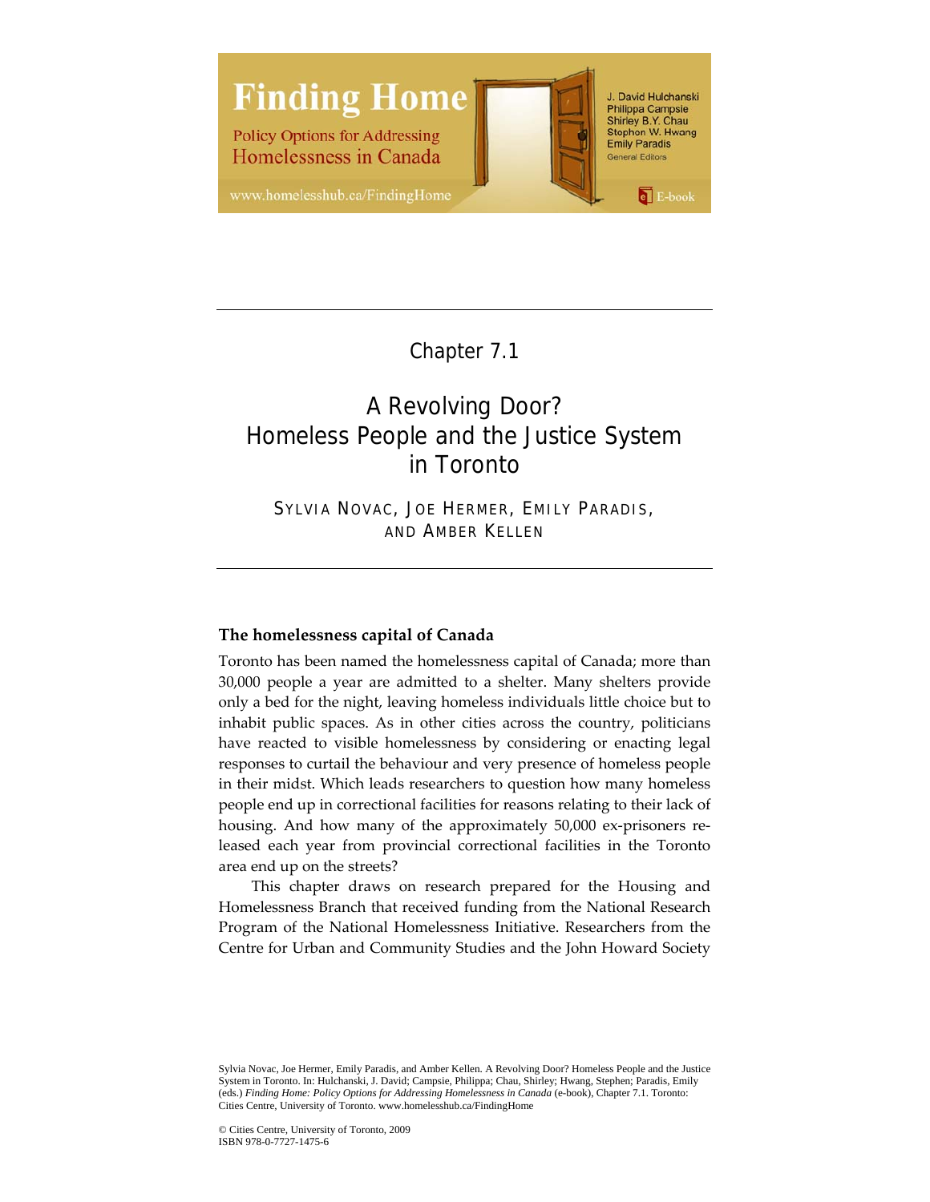# Finding Home

Policy Options for Addressing Homelessness in Canada

J. David Hulchanski
Philippa Campsie
Shirley B.Y. Chau
Stephen W. Hwang
Emily Paradis
General Editors

www.homelesshub.ca/FindingHome

E-book

Chapter 7.1

# A Revolving Door? Homeless People and the Justice System in Toronto

SYLVIA NOVAC, JOE HERMER, EMILY PARADIS, AND AMBER KELLEN

## The homelessness capital of Canada

Toronto has been named the homelessness capital of Canada; more than 30,000 people a year are admitted to a shelter. Many shelters provide only a bed for the night, leaving homeless individuals little choice but to inhabit public spaces. As in other cities across the country, politicians have reacted to visible homelessness by considering or enacting legal responses to curtail the behaviour and very presence of homeless people in their midst. Which leads researchers to question how many homeless people end up in correctional facilities for reasons relating to their lack of housing. And how many of the approximately 50,000 ex-prisoners released each year from provincial correctional facilities in the Toronto area end up on the streets?

This chapter draws on research prepared for the Housing and Homelessness Branch that received funding from the National Research Program of the National Homelessness Initiative. Researchers from the Centre for Urban and Community Studies and the John Howard Society

Sylvia Novac, Joe Hermer, Emily Paradis, and Amber Kellen. A Revolving Door? Homeless People and the Justice System in Toronto. In: Hulchanski, J. David; Campsie, Philippa; Chau, Shirley; Hwang, Stephen; Paradis, Emily (eds.) *Finding Home: Policy Options for Addressing Homelessness in Canada* (e-book), Chapter 7.1. Toronto: Cities Centre, University of Toronto. www.homelesshub.ca/FindingHome

© Cities Centre, University of Toronto, 2009
ISBN 978-0-7727-1475-6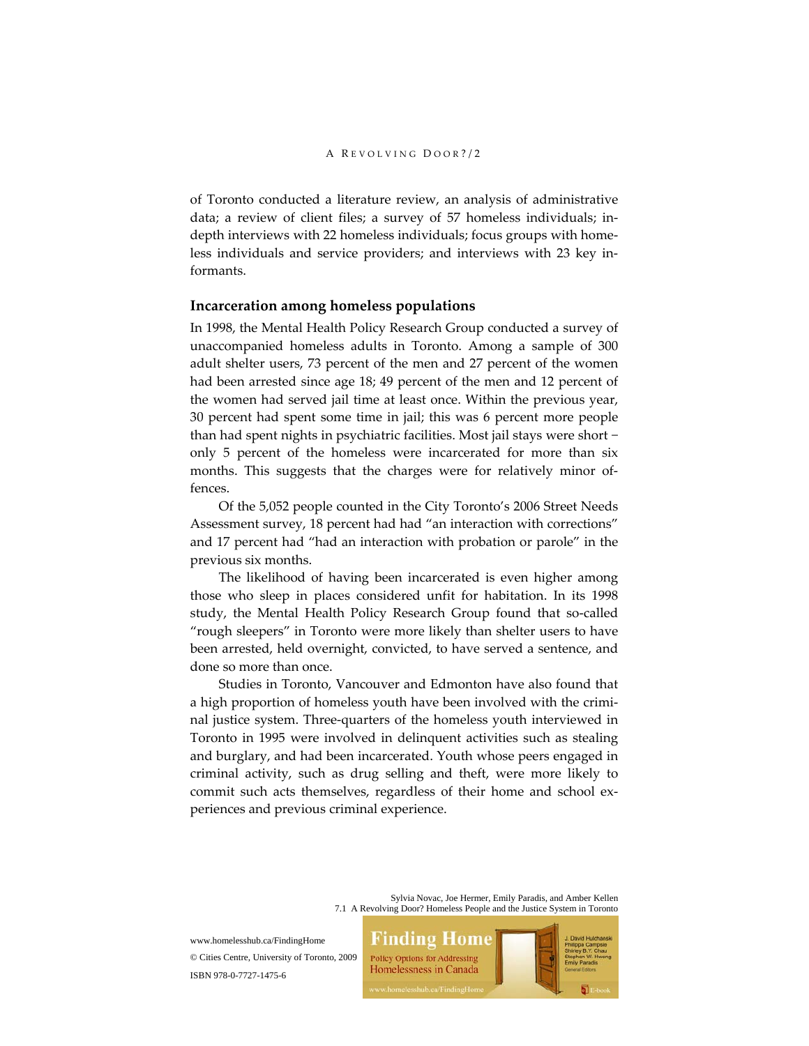of Toronto conducted a literature review, an analysis of administrative data; a review of client files; a survey of 57 homeless individuals; in-depth interviews with 22 homeless individuals; focus groups with homeless individuals and service providers; and interviews with 23 key informants.

## Incarceration among homeless populations

In 1998, the Mental Health Policy Research Group conducted a survey of unaccompanied homeless adults in Toronto. Among a sample of 300 adult shelter users, 73 percent of the men and 27 percent of the women had been arrested since age 18; 49 percent of the men and 12 percent of the women had served jail time at least once. Within the previous year, 30 percent had spent some time in jail; this was 6 percent more people than had spent nights in psychiatric facilities. Most jail stays were short – only 5 percent of the homeless were incarcerated for more than six months. This suggests that the charges were for relatively minor offences.

Of the 5,052 people counted in the City Toronto's 2006 Street Needs Assessment survey, 18 percent had had "an interaction with corrections" and 17 percent had "had an interaction with probation or parole" in the previous six months.

The likelihood of having been incarcerated is even higher among those who sleep in places considered unfit for habitation. In its 1998 study, the Mental Health Policy Research Group found that so-called "rough sleepers" in Toronto were more likely than shelter users to have been arrested, held overnight, convicted, to have served a sentence, and done so more than once.

Studies in Toronto, Vancouver and Edmonton have also found that a high proportion of homeless youth have been involved with the criminal justice system. Three-quarters of the homeless youth interviewed in Toronto in 1995 were involved in delinquent activities such as stealing and burglary, and had been incarcerated. Youth whose peers engaged in criminal activity, such as drug selling and theft, were more likely to commit such acts themselves, regardless of their home and school experiences and previous criminal experience.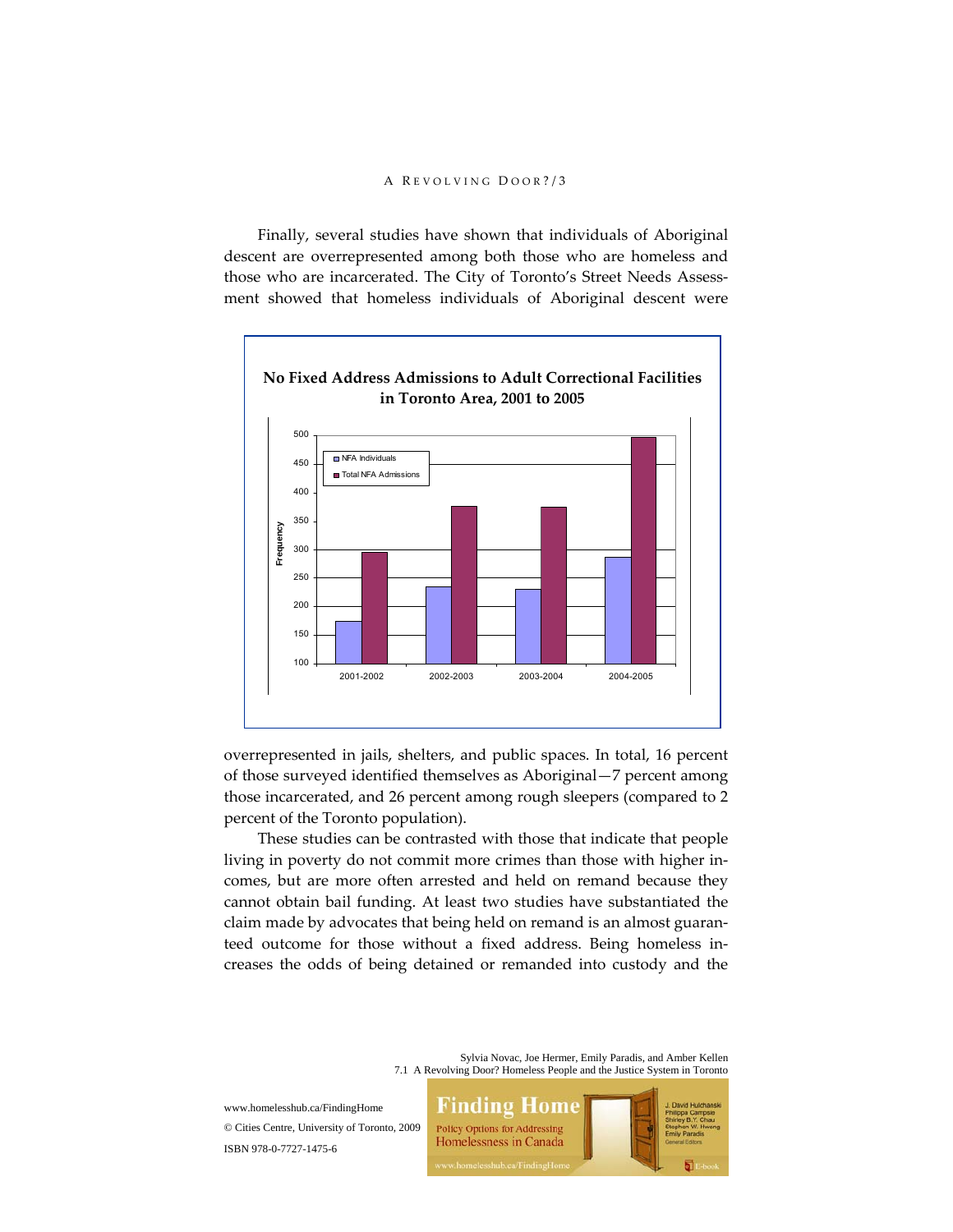Finally, several studies have shown that individuals of Aboriginal descent are overrepresented among both those who are homeless and those who are incarcerated. The City of Toronto's Street Needs Assessment showed that homeless individuals of Aboriginal descent were overrepresented in jails, shelters, and public spaces. In total, 16 percent of those surveyed identified themselves as Aboriginal—7 percent among those incarcerated, and 26 percent among rough sleepers (compared to 2 percent of the Toronto population).

**No Fixed Address Admissions to Adult Correctional Facilities in Toronto Area, 2001 to 2005**

These studies can be contrasted with those that indicate that people living in poverty do not commit more crimes than those with higher incomes, but are more often arrested and held on remand because they cannot obtain bail funding. At least two studies have substantiated the claim made by advocates that being held on remand is an almost guaranteed outcome for those without a fixed address. Being homeless increases the odds of being detained or remanded into custody and the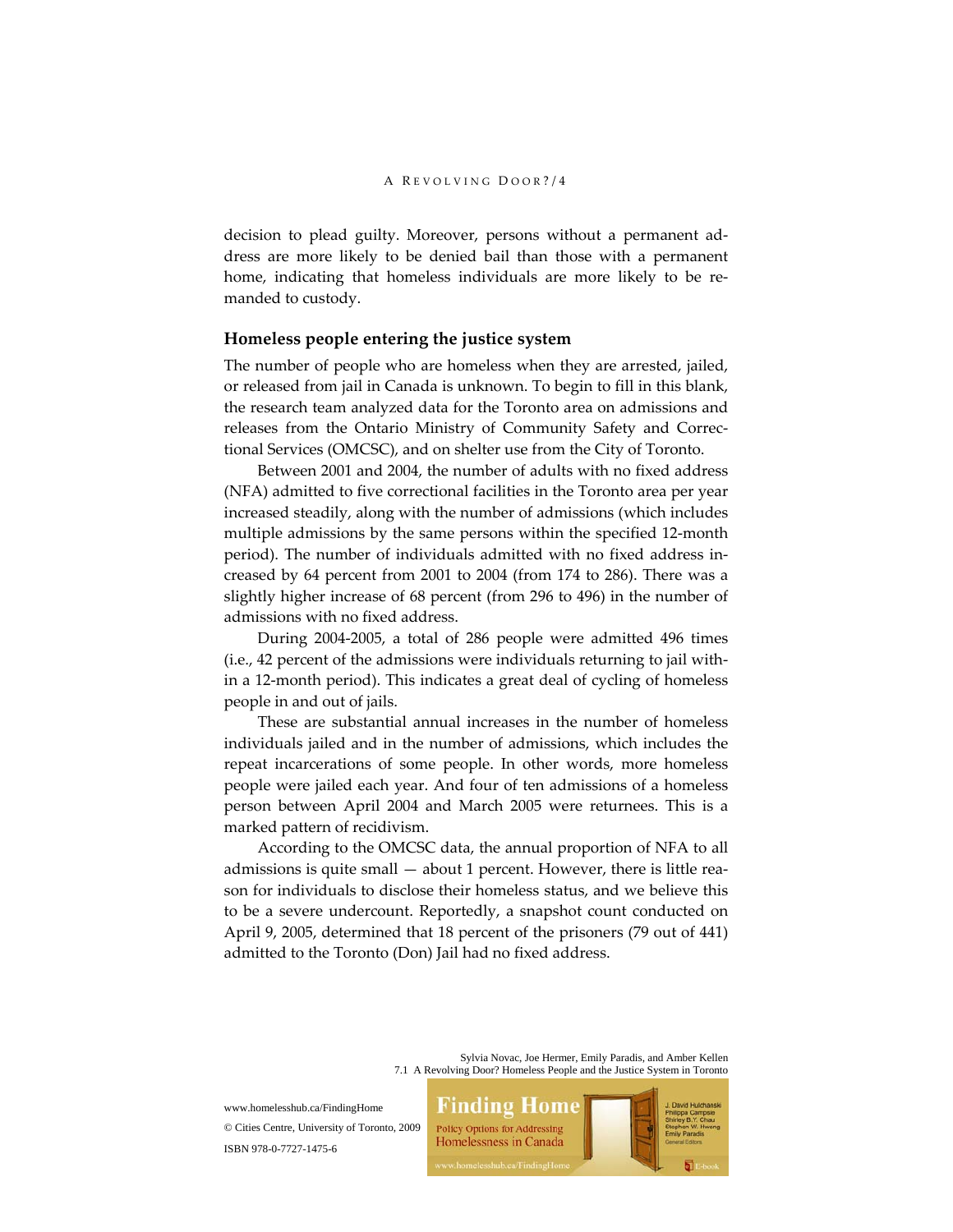decision to plead guilty. Moreover, persons without a permanent address are more likely to be denied bail than those with a permanent home, indicating that homeless individuals are more likely to be remanded to custody.

## Homeless people entering the justice system

The number of people who are homeless when they are arrested, jailed, or released from jail in Canada is unknown. To begin to fill in this blank, the research team analyzed data for the Toronto area on admissions and releases from the Ontario Ministry of Community Safety and Correctional Services (OMCSC), and on shelter use from the City of Toronto.

Between 2001 and 2004, the number of adults with no fixed address (NFA) admitted to five correctional facilities in the Toronto area per year increased steadily, along with the number of admissions (which includes multiple admissions by the same persons within the specified 12-month period). The number of individuals admitted with no fixed address increased by 64 percent from 2001 to 2004 (from 174 to 286). There was a slightly higher increase of 68 percent (from 296 to 496) in the number of admissions with no fixed address.

During 2004-2005, a total of 286 people were admitted 496 times (i.e., 42 percent of the admissions were individuals returning to jail within a 12-month period). This indicates a great deal of cycling of homeless people in and out of jails.

These are substantial annual increases in the number of homeless individuals jailed and in the number of admissions, which includes the repeat incarcerations of some people. In other words, more homeless people were jailed each year. And four of ten admissions of a homeless person between April 2004 and March 2005 were returnees. This is a marked pattern of recidivism.

According to the OMCSC data, the annual proportion of NFA to all admissions is quite small — about 1 percent. However, there is little reason for individuals to disclose their homeless status, and we believe this to be a severe undercount. Reportedly, a snapshot count conducted on April 9, 2005, determined that 18 percent of the prisoners (79 out of 441) admitted to the Toronto (Don) Jail had no fixed address.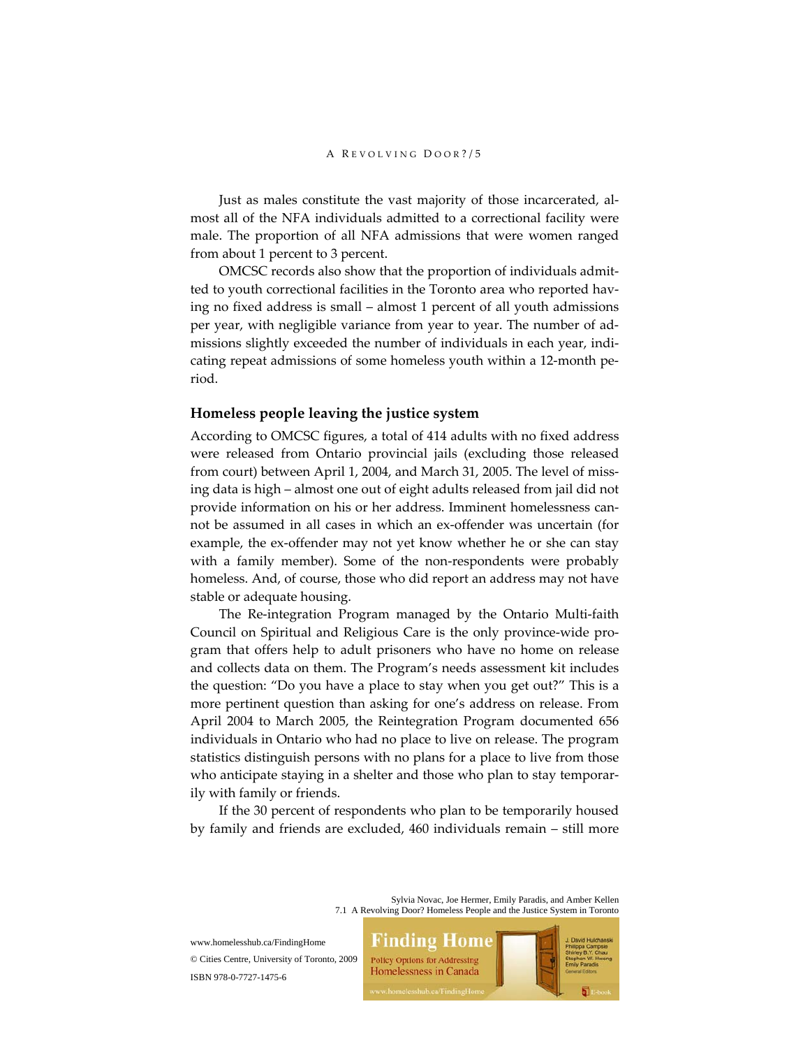Just as males constitute the vast majority of those incarcerated, almost all of the NFA individuals admitted to a correctional facility were male. The proportion of all NFA admissions that were women ranged from about 1 percent to 3 percent.

OMCSC records also show that the proportion of individuals admitted to youth correctional facilities in the Toronto area who reported having no fixed address is small – almost 1 percent of all youth admissions per year, with negligible variance from year to year. The number of admissions slightly exceeded the number of individuals in each year, indicating repeat admissions of some homeless youth within a 12-month period.

### Homeless people leaving the justice system

According to OMCSC figures, a total of 414 adults with no fixed address were released from Ontario provincial jails (excluding those released from court) between April 1, 2004, and March 31, 2005. The level of missing data is high – almost one out of eight adults released from jail did not provide information on his or her address. Imminent homelessness cannot be assumed in all cases in which an ex-offender was uncertain (for example, the ex-offender may not yet know whether he or she can stay with a family member). Some of the non-respondents were probably homeless. And, of course, those who did report an address may not have stable or adequate housing.

The Re-integration Program managed by the Ontario Multi-faith Council on Spiritual and Religious Care is the only province-wide program that offers help to adult prisoners who have no home on release and collects data on them. The Program's needs assessment kit includes the question: "Do you have a place to stay when you get out?" This is a more pertinent question than asking for one's address on release. From April 2004 to March 2005, the Reintegration Program documented 656 individuals in Ontario who had no place to live on release. The program statistics distinguish persons with no plans for a place to live from those who anticipate staying in a shelter and those who plan to stay temporarily with family or friends.

If the 30 percent of respondents who plan to be temporarily housed by family and friends are excluded, 460 individuals remain – still more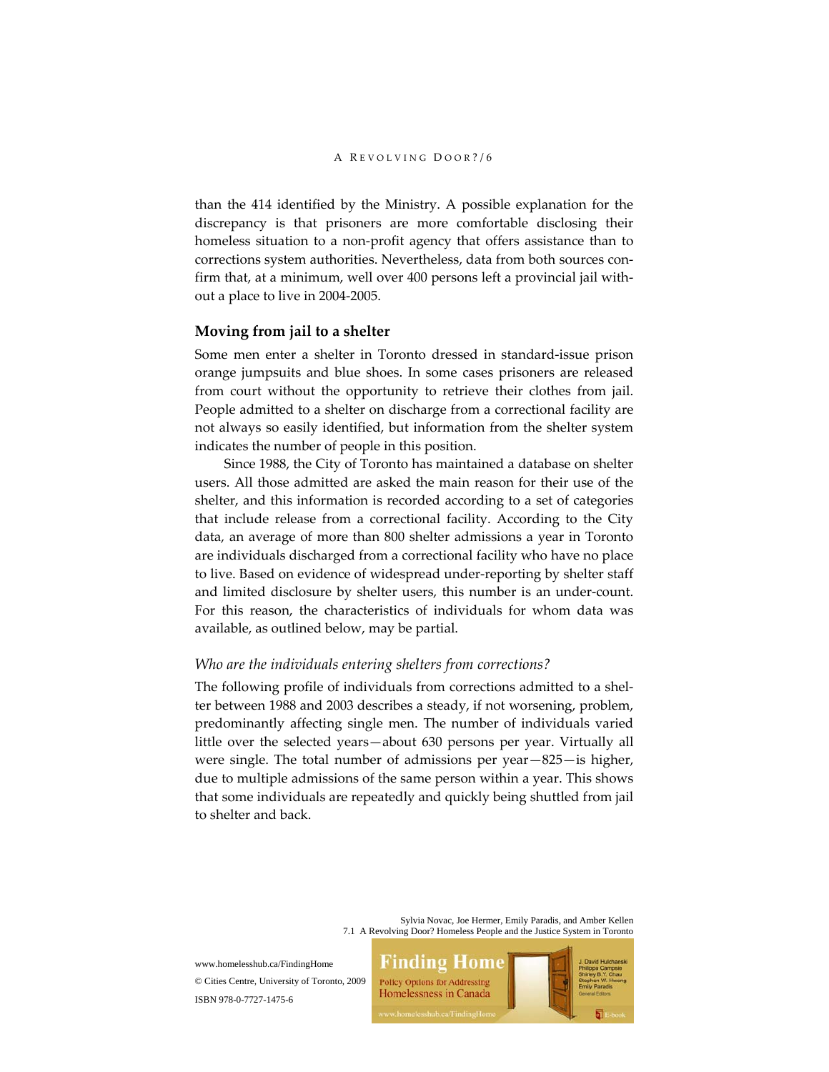than the 414 identified by the Ministry. A possible explanation for the discrepancy is that prisoners are more comfortable disclosing their homeless situation to a non-profit agency that offers assistance than to corrections system authorities. Nevertheless, data from both sources confirm that, at a minimum, well over 400 persons left a provincial jail without a place to live in 2004-2005.

## Moving from jail to a shelter

Some men enter a shelter in Toronto dressed in standard-issue prison orange jumpsuits and blue shoes. In some cases prisoners are released from court without the opportunity to retrieve their clothes from jail. People admitted to a shelter on discharge from a correctional facility are not always so easily identified, but information from the shelter system indicates the number of people in this position.

Since 1988, the City of Toronto has maintained a database on shelter users. All those admitted are asked the main reason for their use of the shelter, and this information is recorded according to a set of categories that include release from a correctional facility. According to the City data, an average of more than 800 shelter admissions a year in Toronto are individuals discharged from a correctional facility who have no place to live. Based on evidence of widespread under-reporting by shelter staff and limited disclosure by shelter users, this number is an under-count. For this reason, the characteristics of individuals for whom data was available, as outlined below, may be partial.

### *Who are the individuals entering shelters from corrections?*

The following profile of individuals from corrections admitted to a shelter between 1988 and 2003 describes a steady, if not worsening, problem, predominantly affecting single men. The number of individuals varied little over the selected years—about 630 persons per year. Virtually all were single. The total number of admissions per year—825—is higher, due to multiple admissions of the same person within a year. This shows that some individuals are repeatedly and quickly being shuttled from jail to shelter and back.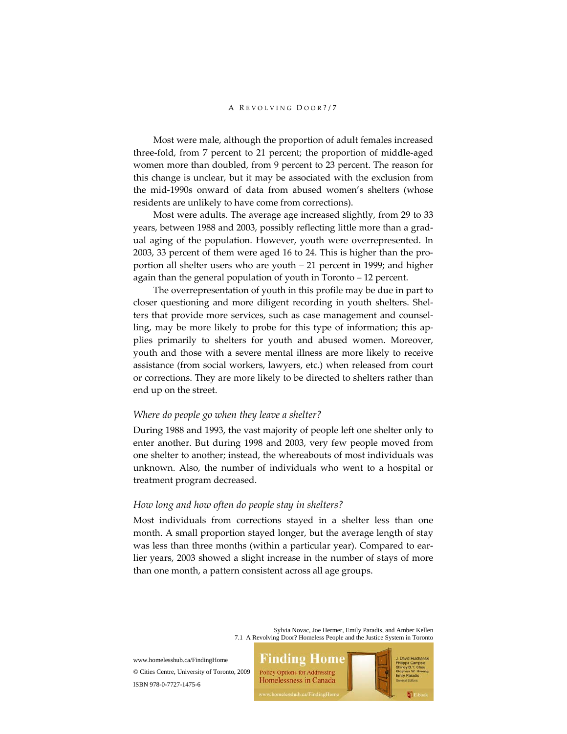Most were male, although the proportion of adult females increased three-fold, from 7 percent to 21 percent; the proportion of middle-aged women more than doubled, from 9 percent to 23 percent. The reason for this change is unclear, but it may be associated with the exclusion from the mid-1990s onward of data from abused women's shelters (whose residents are unlikely to have come from corrections).

Most were adults. The average age increased slightly, from 29 to 33 years, between 1988 and 2003, possibly reflecting little more than a gradual aging of the population. However, youth were overrepresented. In 2003, 33 percent of them were aged 16 to 24. This is higher than the proportion all shelter users who are youth – 21 percent in 1999; and higher again than the general population of youth in Toronto – 12 percent.

The overrepresentation of youth in this profile may be due in part to closer questioning and more diligent recording in youth shelters. Shelters that provide more services, such as case management and counselling, may be more likely to probe for this type of information; this applies primarily to shelters for youth and abused women. Moreover, youth and those with a severe mental illness are more likely to receive assistance (from social workers, lawyers, etc.) when released from court or corrections. They are more likely to be directed to shelters rather than end up on the street.

### *Where do people go when they leave a shelter?*

During 1988 and 1993, the vast majority of people left one shelter only to enter another. But during 1998 and 2003, very few people moved from one shelter to another; instead, the whereabouts of most individuals was unknown. Also, the number of individuals who went to a hospital or treatment program decreased.

### *How long and how often do people stay in shelters?*

Most individuals from corrections stayed in a shelter less than one month. A small proportion stayed longer, but the average length of stay was less than three months (within a particular year). Compared to earlier years, 2003 showed a slight increase in the number of stays of more than one month, a pattern consistent across all age groups.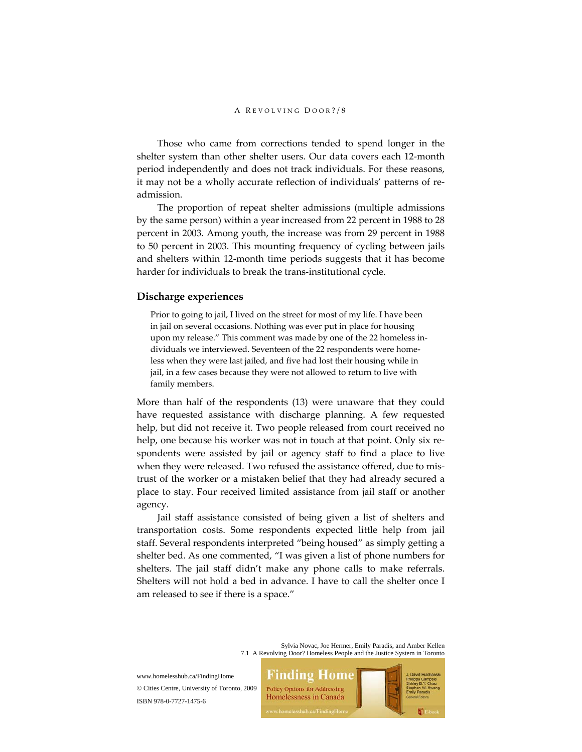Those who came from corrections tended to spend longer in the shelter system than other shelter users. Our data covers each 12-month period independently and does not track individuals. For these reasons, it may not be a wholly accurate reflection of individuals' patterns of re-admission.

The proportion of repeat shelter admissions (multiple admissions by the same person) within a year increased from 22 percent in 1988 to 28 percent in 2003. Among youth, the increase was from 29 percent in 1988 to 50 percent in 2003. This mounting frequency of cycling between jails and shelters within 12-month time periods suggests that it has become harder for individuals to break the trans-institutional cycle.

## Discharge experiences

> Prior to going to jail, I lived on the street for most of my life. I have been in jail on several occasions. Nothing was ever put in place for housing upon my release." This comment was made by one of the 22 homeless individuals we interviewed. Seventeen of the 22 respondents were homeless when they were last jailed, and five had lost their housing while in jail, in a few cases because they were not allowed to return to live with family members.

More than half of the respondents (13) were unaware that they could have requested assistance with discharge planning. A few requested help, but did not receive it. Two people released from court received no help, one because his worker was not in touch at that point. Only six respondents were assisted by jail or agency staff to find a place to live when they were released. Two refused the assistance offered, due to mistrust of the worker or a mistaken belief that they had already secured a place to stay. Four received limited assistance from jail staff or another agency.

Jail staff assistance consisted of being given a list of shelters and transportation costs. Some respondents expected little help from jail staff. Several respondents interpreted "being housed" as simply getting a shelter bed. As one commented, "I was given a list of phone numbers for shelters. The jail staff didn't make any phone calls to make referrals. Shelters will not hold a bed in advance. I have to call the shelter once I am released to see if there is a space."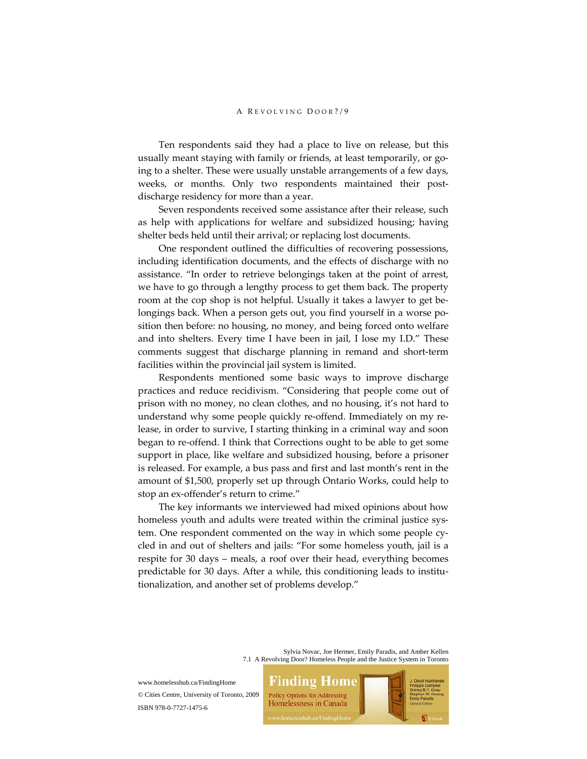Ten respondents said they had a place to live on release, but this usually meant staying with family or friends, at least temporarily, or going to a shelter. These were usually unstable arrangements of a few days, weeks, or months. Only two respondents maintained their post-discharge residency for more than a year.

Seven respondents received some assistance after their release, such as help with applications for welfare and subsidized housing; having shelter beds held until their arrival; or replacing lost documents.

One respondent outlined the difficulties of recovering possessions, including identification documents, and the effects of discharge with no assistance. "In order to retrieve belongings taken at the point of arrest, we have to go through a lengthy process to get them back. The property room at the cop shop is not helpful. Usually it takes a lawyer to get belongings back. When a person gets out, you find yourself in a worse position then before: no housing, no money, and being forced onto welfare and into shelters. Every time I have been in jail, I lose my I.D." These comments suggest that discharge planning in remand and short-term facilities within the provincial jail system is limited.

Respondents mentioned some basic ways to improve discharge practices and reduce recidivism. "Considering that people come out of prison with no money, no clean clothes, and no housing, it's not hard to understand why some people quickly re-offend. Immediately on my release, in order to survive, I starting thinking in a criminal way and soon began to re-offend. I think that Corrections ought to be able to get some support in place, like welfare and subsidized housing, before a prisoner is released. For example, a bus pass and first and last month's rent in the amount of $1,500, properly set up through Ontario Works, could help to stop an ex-offender's return to crime."

The key informants we interviewed had mixed opinions about how homeless youth and adults were treated within the criminal justice system. One respondent commented on the way in which some people cycled in and out of shelters and jails: "For some homeless youth, jail is a respite for 30 days – meals, a roof over their head, everything becomes predictable for 30 days. After a while, this conditioning leads to institutionalization, and another set of problems develop."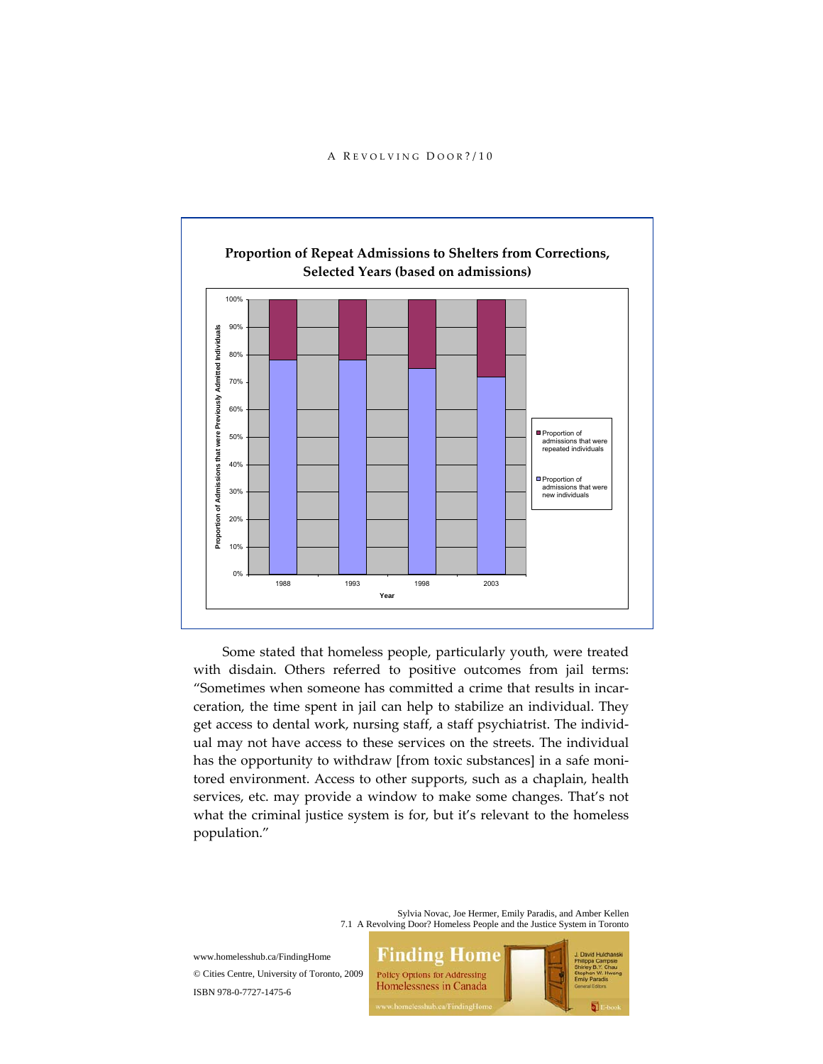**Proportion of Repeat Admissions to Shelters from Corrections, Selected Years (based on admissions)**

Some stated that homeless people, particularly youth, were treated with disdain. Others referred to positive outcomes from jail terms: "Sometimes when someone has committed a crime that results in incarceration, the time spent in jail can help to stabilize an individual. They get access to dental work, nursing staff, a staff psychiatrist. The individual may not have access to these services on the streets. The individual has the opportunity to withdraw [from toxic substances] in a safe monitored environment. Access to other supports, such as a chaplain, health services, etc. may provide a window to make some changes. That's not what the criminal justice system is for, but it's relevant to the homeless population."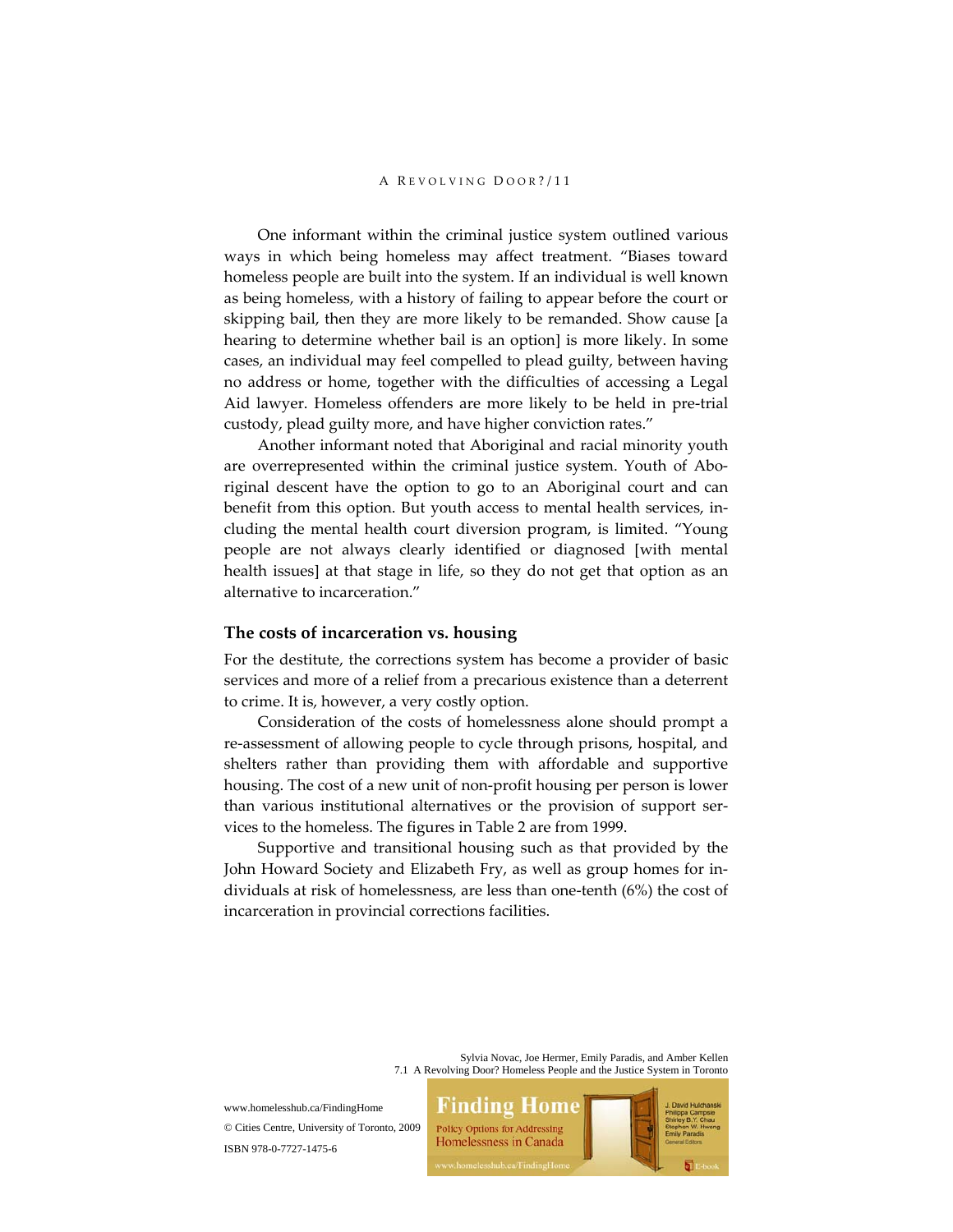One informant within the criminal justice system outlined various ways in which being homeless may affect treatment. "Biases toward homeless people are built into the system. If an individual is well known as being homeless, with a history of failing to appear before the court or skipping bail, then they are more likely to be remanded. Show cause [a hearing to determine whether bail is an option] is more likely. In some cases, an individual may feel compelled to plead guilty, between having no address or home, together with the difficulties of accessing a Legal Aid lawyer. Homeless offenders are more likely to be held in pre-trial custody, plead guilty more, and have higher conviction rates."

Another informant noted that Aboriginal and racial minority youth are overrepresented within the criminal justice system. Youth of Aboriginal descent have the option to go to an Aboriginal court and can benefit from this option. But youth access to mental health services, including the mental health court diversion program, is limited. "Young people are not always clearly identified or diagnosed [with mental health issues] at that stage in life, so they do not get that option as an alternative to incarceration."

### The costs of incarceration vs. housing

For the destitute, the corrections system has become a provider of basic services and more of a relief from a precarious existence than a deterrent to crime. It is, however, a very costly option.

Consideration of the costs of homelessness alone should prompt a re-assessment of allowing people to cycle through prisons, hospital, and shelters rather than providing them with affordable and supportive housing. The cost of a new unit of non-profit housing per person is lower than various institutional alternatives or the provision of support services to the homeless. The figures in Table 2 are from 1999.

Supportive and transitional housing such as that provided by the John Howard Society and Elizabeth Fry, as well as group homes for individuals at risk of homelessness, are less than one-tenth (6%) the cost of incarceration in provincial corrections facilities.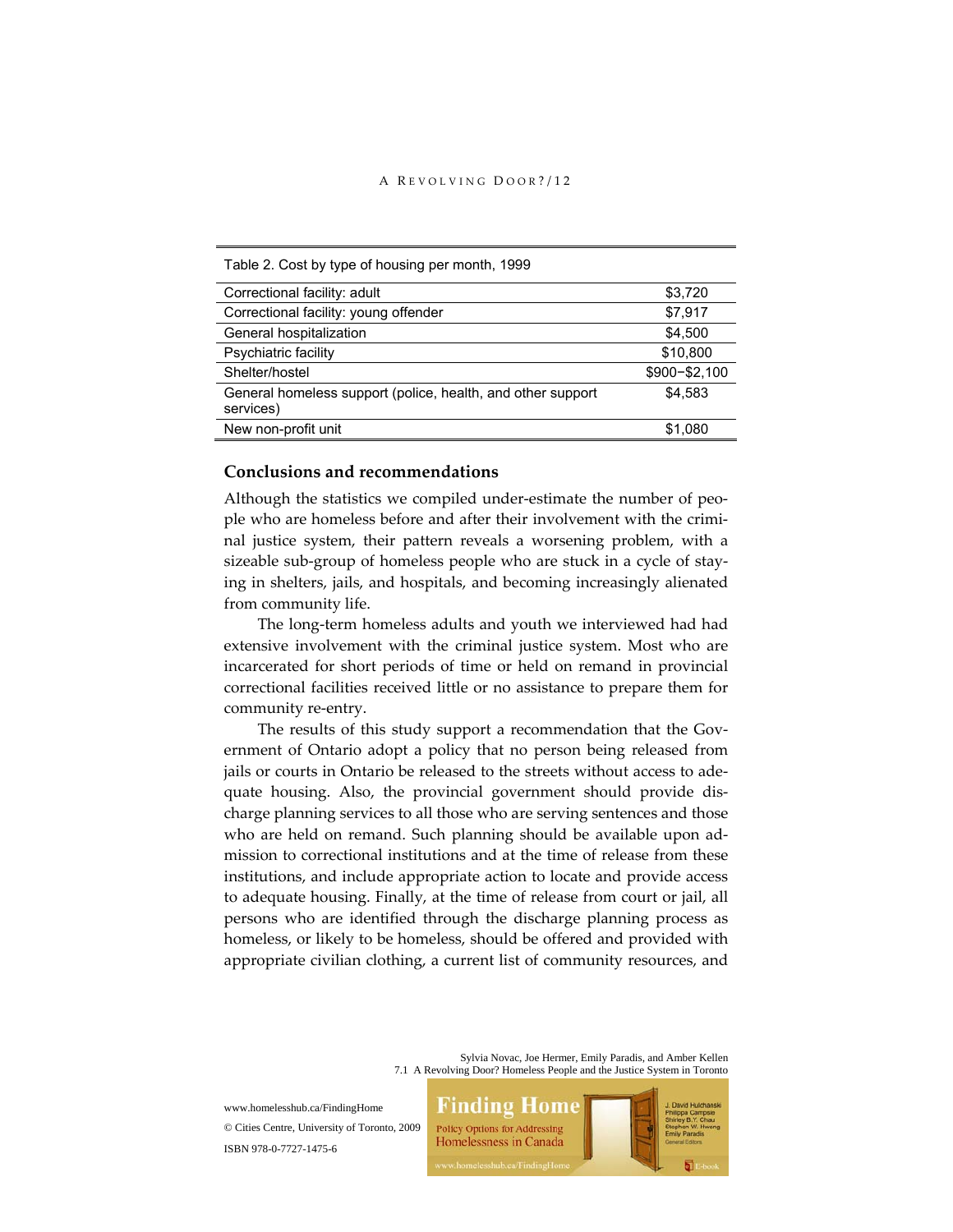Table 2. Cost by type of housing per month, 1999

| | |
|---|---|
| Correctional facility: adult | $3,720 |
| Correctional facility: young offender | $7,917 |
| General hospitalization | $4,500 |
| Psychiatric facility | $10,800 |
| Shelter/hostel | $900–$2,100 |
| General homeless support (police, health, and other support services) | $4,583 |
| New non-profit unit | $1,080 |

## Conclusions and recommendations

Although the statistics we compiled under-estimate the number of people who are homeless before and after their involvement with the criminal justice system, their pattern reveals a worsening problem, with a sizeable sub-group of homeless people who are stuck in a cycle of staying in shelters, jails, and hospitals, and becoming increasingly alienated from community life.

The long-term homeless adults and youth we interviewed had had extensive involvement with the criminal justice system. Most who are incarcerated for short periods of time or held on remand in provincial correctional facilities received little or no assistance to prepare them for community re-entry.

The results of this study support a recommendation that the Government of Ontario adopt a policy that no person being released from jails or courts in Ontario be released to the streets without access to adequate housing. Also, the provincial government should provide discharge planning services to all those who are serving sentences and those who are held on remand. Such planning should be available upon admission to correctional institutions and at the time of release from these institutions, and include appropriate action to locate and provide access to adequate housing. Finally, at the time of release from court or jail, all persons who are identified through the discharge planning process as homeless, or likely to be homeless, should be offered and provided with appropriate civilian clothing, a current list of community resources, and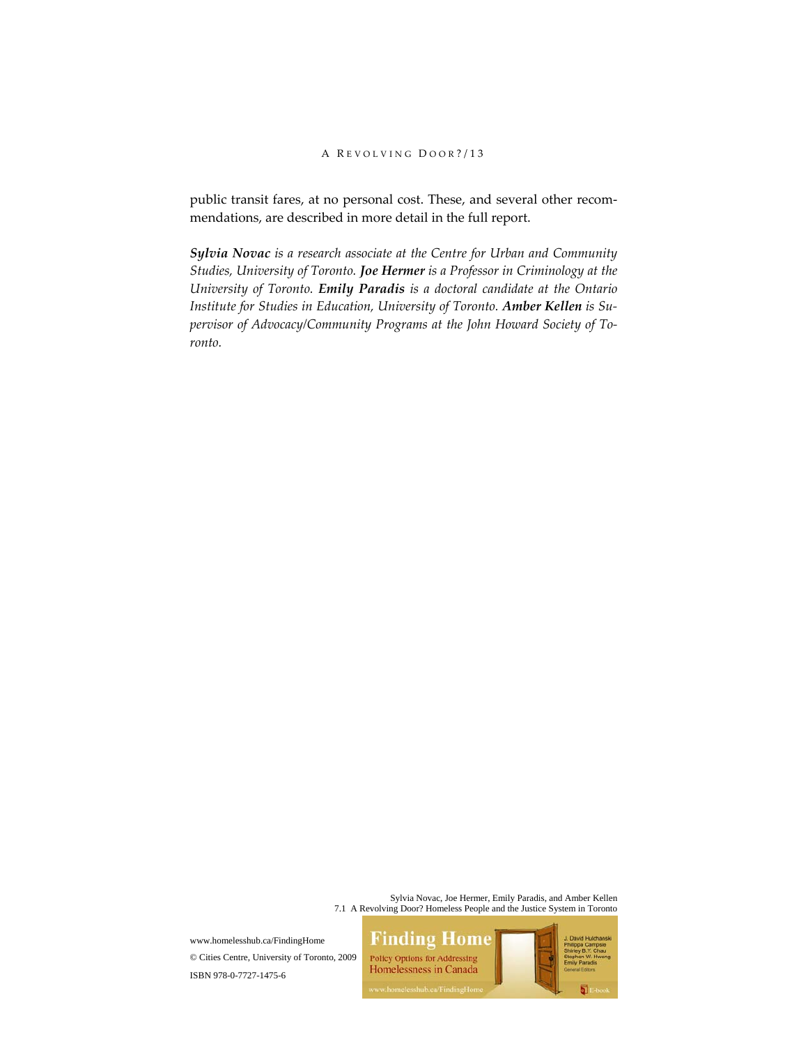public transit fares, at no personal cost. These, and several other recommendations, are described in more detail in the full report.

***Sylvia Novac*** *is a research associate at the Centre for Urban and Community Studies, University of Toronto.* ***Joe Hermer*** *is a Professor in Criminology at the University of Toronto.* ***Emily Paradis*** *is a doctoral candidate at the Ontario Institute for Studies in Education, University of Toronto.* ***Amber Kellen*** *is Supervisor of Advocacy/Community Programs at the John Howard Society of Toronto.*